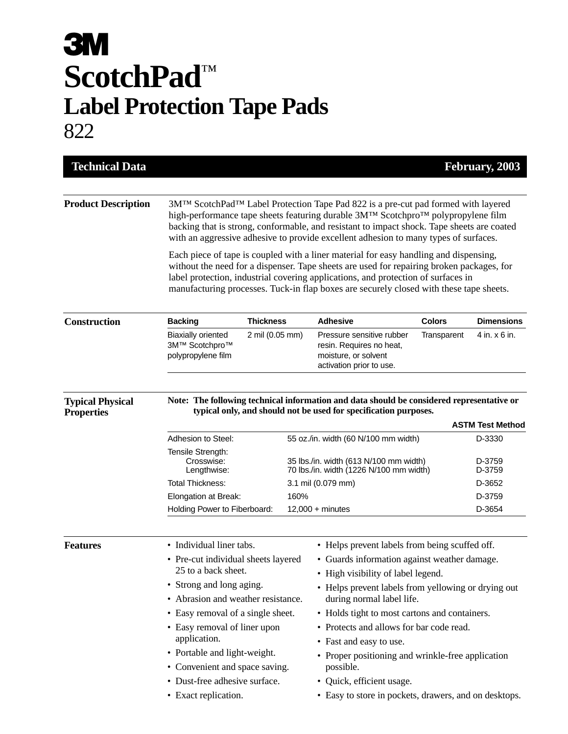# 3M

# ScotchPad™

## Label Protection Tape Pads

## 822

**Technical Data** — **February, 2003**

---

**Product Description**

3M™ ScotchPad™ Label Protection Tape Pad 822 is a pre-cut pad formed with layered high-performance tape sheets featuring durable 3M™ Scotchpro™ polypropylene film backing that is strong, conformable, and resistant to impact shock. Tape sheets are coated with an aggressive adhesive to provide excellent adhesion to many types of surfaces.

Each piece of tape is coupled with a liner material for easy handling and dispensing, without the need for a dispenser. Tape sheets are used for repairing broken packages, for label protection, industrial covering applications, and protection of surfaces in manufacturing processes. Tuck-in flap boxes are securely closed with these tape sheets.

---

**Construction**

| Backing | Thickness | Adhesive | Colors | Dimensions |
|---|---|---|---|---|
| Biaxially oriented 3M™ Scotchpro™ polypropylene film | 2 mil (0.05 mm) | Pressure sensitive rubber resin. Requires no heat, moisture, or solvent activation prior to use. | Transparent | 4 in. x 6 in. |

---

**Typical Physical Properties**

**Note: The following technical information and data should be considered representative or typical only, and should not be used for specification purposes.**

| | | ASTM Test Method |
|---|---|---|
| Adhesion to Steel: | 55 oz./in. width (60 N/100 mm width) | D-3330 |
| Tensile Strength: | | |
| Crosswise: | 35 lbs./in. width (613 N/100 mm width) | D-3759 |
| Lengthwise: | 70 lbs./in. width (1226 N/100 mm width) | D-3759 |
| Total Thickness: | 3.1 mil (0.079 mm) | D-3652 |
| Elongation at Break: | 160% | D-3759 |
| Holding Power to Fiberboard: | 12,000 + minutes | D-3654 |

---

**Features**

- Individual liner tabs.
- Pre-cut individual sheets layered 25 to a back sheet.
- Strong and long aging.
- Abrasion and weather resistance.
- Easy removal of a single sheet.
- Easy removal of liner upon application.
- Portable and light-weight.
- Convenient and space saving.
- Dust-free adhesive surface.
- Exact replication.
- Helps prevent labels from being scuffed off.
- Guards information against weather damage.
- High visibility of label legend.
- Helps prevent labels from yellowing or drying out during normal label life.
- Holds tight to most cartons and containers.
- Protects and allows for bar code read.
- Fast and easy to use.
- Proper positioning and wrinkle-free application possible.
- Quick, efficient usage.
- Easy to store in pockets, drawers, and on desktops.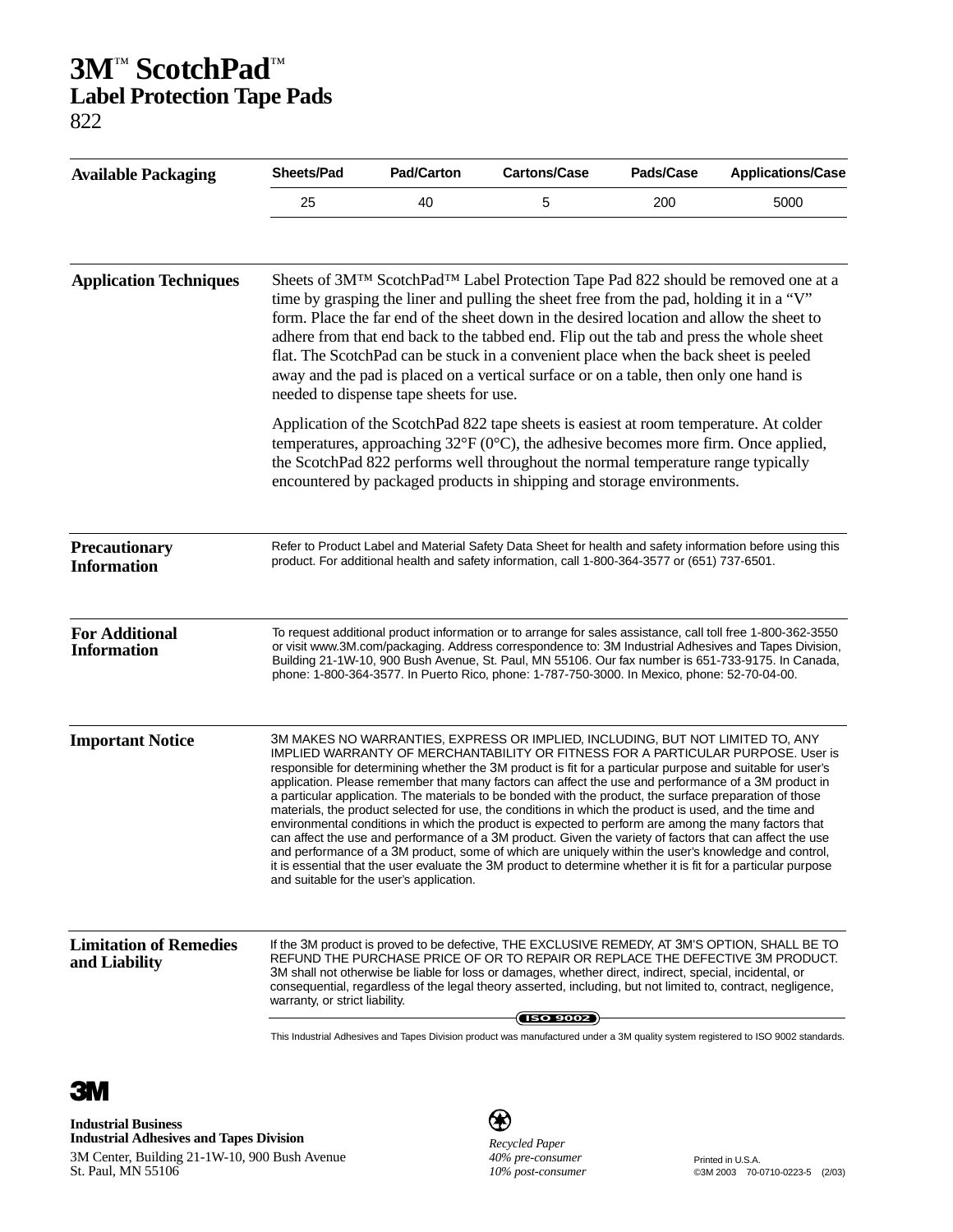# 3M™ ScotchPad™

## Label Protection Tape Pads

822

## Available Packaging

| Sheets/Pad | Pad/Carton | Cartons/Case | Pads/Case | Applications/Case |
|---|---|---|---|---|
| 25 | 40 | 5 | 200 | 5000 |

## Application Techniques

Sheets of 3M™ ScotchPad™ Label Protection Tape Pad 822 should be removed one at a time by grasping the liner and pulling the sheet free from the pad, holding it in a "V" form. Place the far end of the sheet down in the desired location and allow the sheet to adhere from that end back to the tabbed end. Flip out the tab and press the whole sheet flat. The ScotchPad can be stuck in a convenient place when the back sheet is peeled away and the pad is placed on a vertical surface or on a table, then only one hand is needed to dispense tape sheets for use.

Application of the ScotchPad 822 tape sheets is easiest at room temperature. At colder temperatures, approaching 32°F (0°C), the adhesive becomes more firm. Once applied, the ScotchPad 822 performs well throughout the normal temperature range typically encountered by packaged products in shipping and storage environments.

## Precautionary Information

Refer to Product Label and Material Safety Data Sheet for health and safety information before using this product. For additional health and safety information, call 1-800-364-3577 or (651) 737-6501.

## For Additional Information

To request additional product information or to arrange for sales assistance, call toll free 1-800-362-3550 or visit www.3M.com/packaging. Address correspondence to: 3M Industrial Adhesives and Tapes Division, Building 21-1W-10, 900 Bush Avenue, St. Paul, MN 55106. Our fax number is 651-733-9175. In Canada, phone: 1-800-364-3577. In Puerto Rico, phone: 1-787-750-3000. In Mexico, phone: 52-70-04-00.

## Important Notice

3M MAKES NO WARRANTIES, EXPRESS OR IMPLIED, INCLUDING, BUT NOT LIMITED TO, ANY IMPLIED WARRANTY OF MERCHANTABILITY OR FITNESS FOR A PARTICULAR PURPOSE. User is responsible for determining whether the 3M product is fit for a particular purpose and suitable for user's application. Please remember that many factors can affect the use and performance of a 3M product in a particular application. The materials to be bonded with the product, the surface preparation of those materials, the product selected for use, the conditions in which the product is used, and the time and environmental conditions in which the product is expected to perform are among the many factors that can affect the use and performance of a 3M product. Given the variety of factors that can affect the use and performance of a 3M product, some of which are uniquely within the user's knowledge and control, it is essential that the user evaluate the 3M product to determine whether it is fit for a particular purpose and suitable for the user's application.

## Limitation of Remedies and Liability

If the 3M product is proved to be defective, THE EXCLUSIVE REMEDY, AT 3M'S OPTION, SHALL BE TO REFUND THE PURCHASE PRICE OF OR TO REPAIR OR REPLACE THE DEFECTIVE 3M PRODUCT. 3M shall not otherwise be liable for loss or damages, whether direct, indirect, special, incidental, or consequential, regardless of the legal theory asserted, including, but not limited to, contract, negligence, warranty, or strict liability.

ISO 9002

This Industrial Adhesives and Tapes Division product was manufactured under a 3M quality system registered to ISO 9002 standards.

3M

**Industrial Business**
**Industrial Adhesives and Tapes Division**
3M Center, Building 21-1W-10, 900 Bush Avenue
St. Paul, MN 55106

*Recycled Paper*
*40% pre-consumer*
*10% post-consumer*

Printed in U.S.A.
©3M 2003 70-0710-0223-5 (2/03)